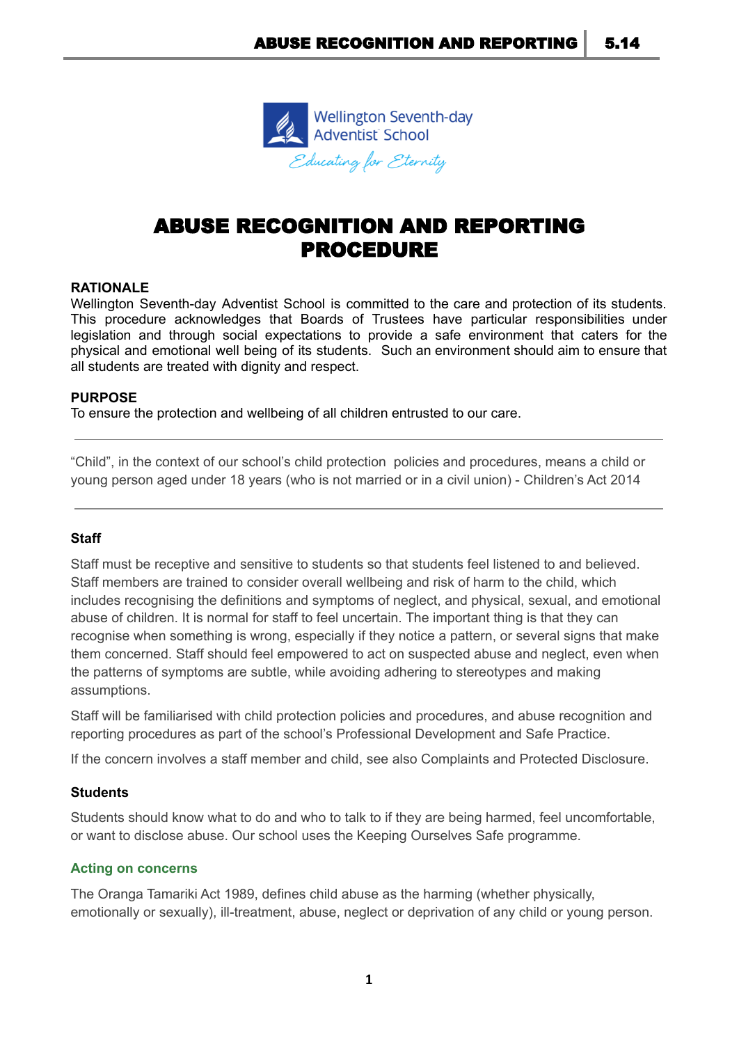Wellington Seventh-day Adventist School

*Educating for Eternity*

# ABUSE RECOGNITION AND REPORTING PROCEDURE

**RATIONALE**

Wellington Seventh-day Adventist School is committed to the care and protection of its students. This procedure acknowledges that Boards of Trustees have particular responsibilities under legislation and through social expectations to provide a safe environment that caters for the physical and emotional well being of its students. Such an environment should aim to ensure that all students are treated with dignity and respect.

**PURPOSE**

To ensure the protection and wellbeing of all children entrusted to our care.

---

"Child", in the context of our school's child protection policies and procedures, means a child or young person aged under 18 years (who is not married or in a civil union) - Children's Act 2014

---

### Staff

Staff must be receptive and sensitive to students so that students feel listened to and believed. Staff members are trained to consider overall wellbeing and risk of harm to the child, which includes recognising the definitions and symptoms of neglect, and physical, sexual, and emotional abuse of children. It is normal for staff to feel uncertain. The important thing is that they can recognise when something is wrong, especially if they notice a pattern, or several signs that make them concerned. Staff should feel empowered to act on suspected abuse and neglect, even when the patterns of symptoms are subtle, while avoiding adhering to stereotypes and making assumptions.

Staff will be familiarised with child protection policies and procedures, and abuse recognition and reporting procedures as part of the school's Professional Development and Safe Practice.

If the concern involves a staff member and child, see also Complaints and Protected Disclosure.

### Students

Students should know what to do and who to talk to if they are being harmed, feel uncomfortable, or want to disclose abuse. Our school uses the Keeping Ourselves Safe programme.

### Acting on concerns

The Oranga Tamariki Act 1989, defines child abuse as the harming (whether physically, emotionally or sexually), ill-treatment, abuse, neglect or deprivation of any child or young person.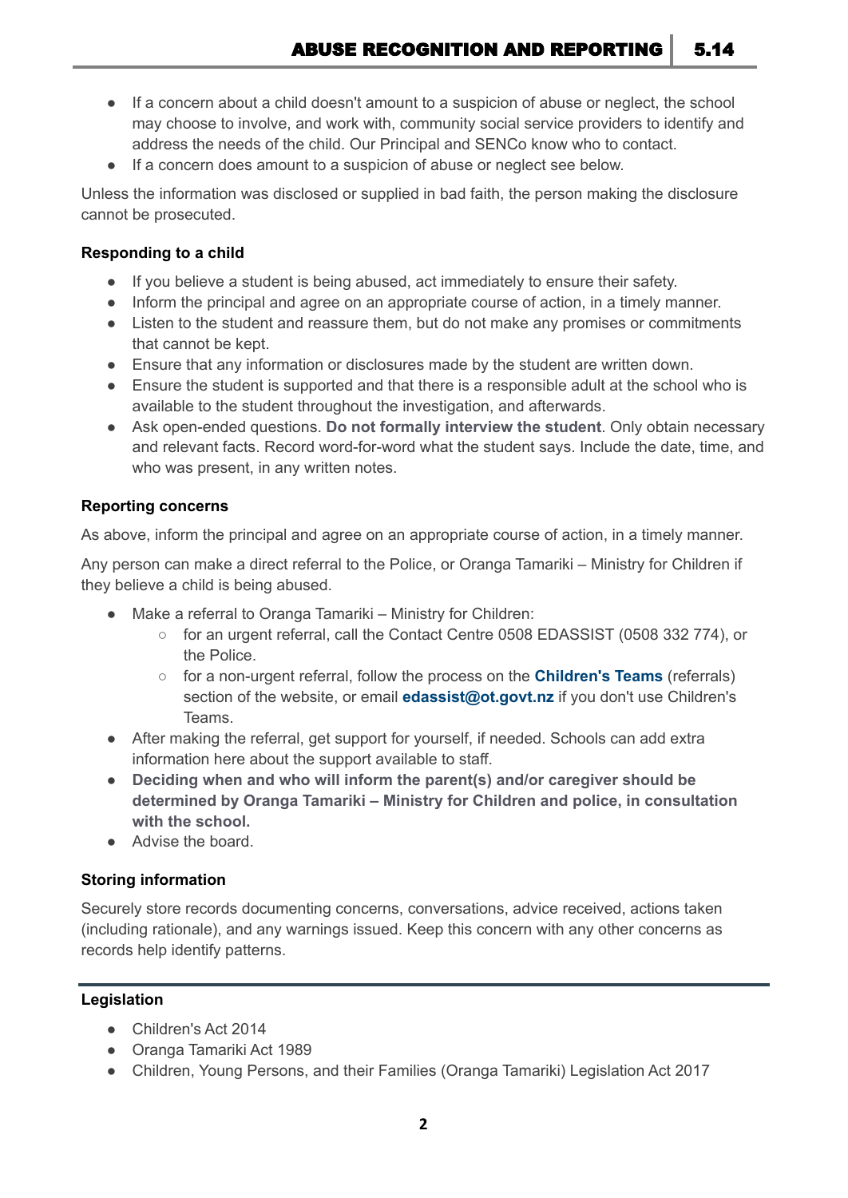- If a concern about a child doesn't amount to a suspicion of abuse or neglect, the school may choose to involve, and work with, community social service providers to identify and address the needs of the child. Our Principal and SENCo know who to contact.
- If a concern does amount to a suspicion of abuse or neglect see below.

Unless the information was disclosed or supplied in bad faith, the person making the disclosure cannot be prosecuted.

### Responding to a child

- If you believe a student is being abused, act immediately to ensure their safety.
- Inform the principal and agree on an appropriate course of action, in a timely manner.
- Listen to the student and reassure them, but do not make any promises or commitments that cannot be kept.
- Ensure that any information or disclosures made by the student are written down.
- Ensure the student is supported and that there is a responsible adult at the school who is available to the student throughout the investigation, and afterwards.
- Ask open-ended questions. **Do not formally interview the student**. Only obtain necessary and relevant facts. Record word-for-word what the student says. Include the date, time, and who was present, in any written notes.

### Reporting concerns

As above, inform the principal and agree on an appropriate course of action, in a timely manner.

Any person can make a direct referral to the Police, or Oranga Tamariki – Ministry for Children if they believe a child is being abused.

- Make a referral to Oranga Tamariki – Ministry for Children:
  - for an urgent referral, call the Contact Centre 0508 EDASSIST (0508 332 774), or the Police.
  - for a non-urgent referral, follow the process on the **Children's Teams** (referrals) section of the website, or email **edassist@ot.govt.nz** if you don't use Children's Teams.
- After making the referral, get support for yourself, if needed. Schools can add extra information here about the support available to staff.
- **Deciding when and who will inform the parent(s) and/or caregiver should be determined by Oranga Tamariki – Ministry for Children and police, in consultation with the school.**
- Advise the board.

### Storing information

Securely store records documenting concerns, conversations, advice received, actions taken (including rationale), and any warnings issued. Keep this concern with any other concerns as records help identify patterns.

---

### Legislation

- Children's Act 2014
- Oranga Tamariki Act 1989
- Children, Young Persons, and their Families (Oranga Tamariki) Legislation Act 2017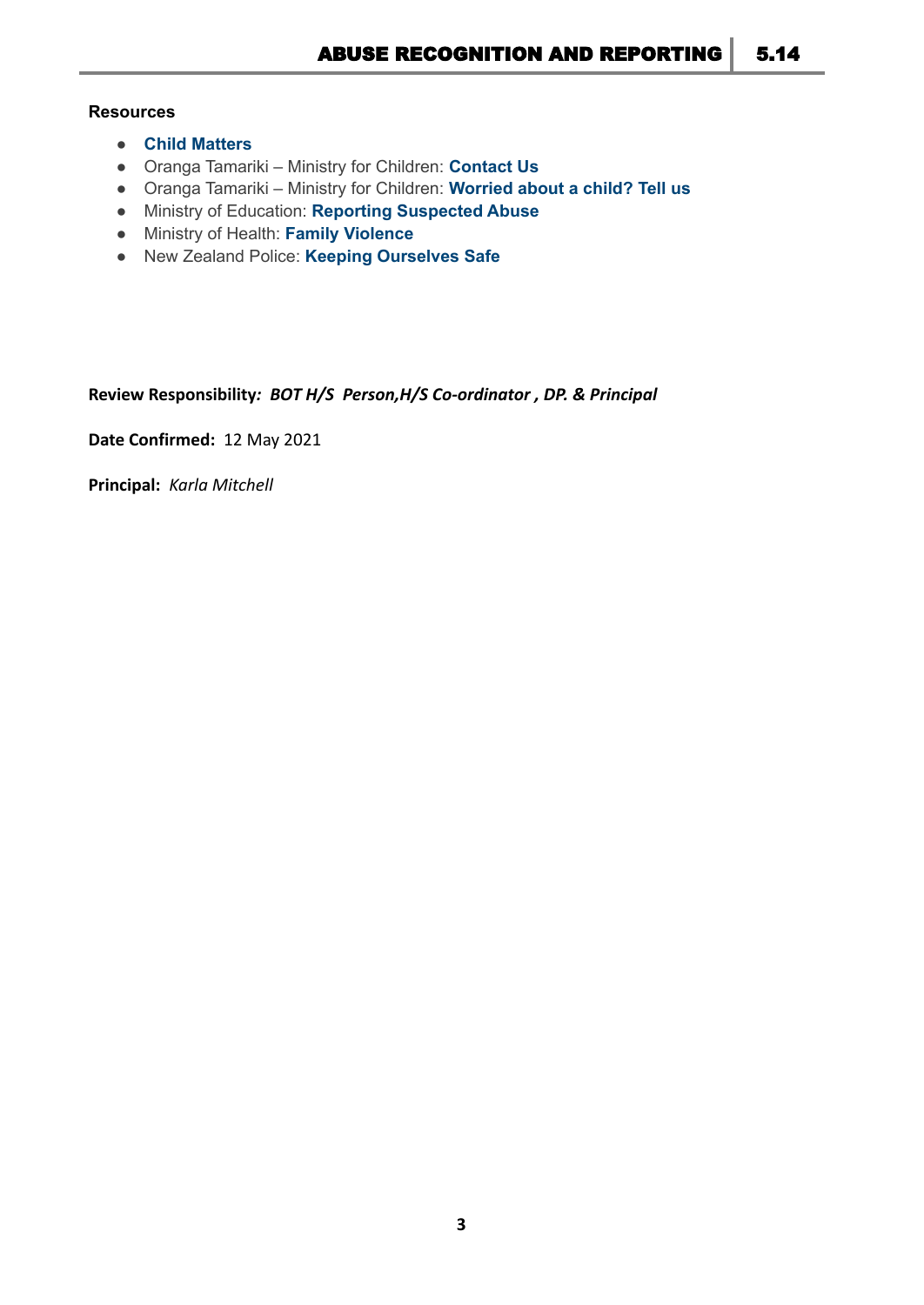**Resources**

- **Child Matters**
- Oranga Tamariki – Ministry for Children: **Contact Us**
- Oranga Tamariki – Ministry for Children: **Worried about a child? Tell us**
- Ministry of Education: **Reporting Suspected Abuse**
- Ministry of Health: **Family Violence**
- New Zealand Police: **Keeping Ourselves Safe**

**Review Responsibility***: BOT H/S  Person,H/S Co-ordinator , DP. & Principal*

**Date Confirmed:** 12 May 2021

**Principal:** *Karla Mitchell*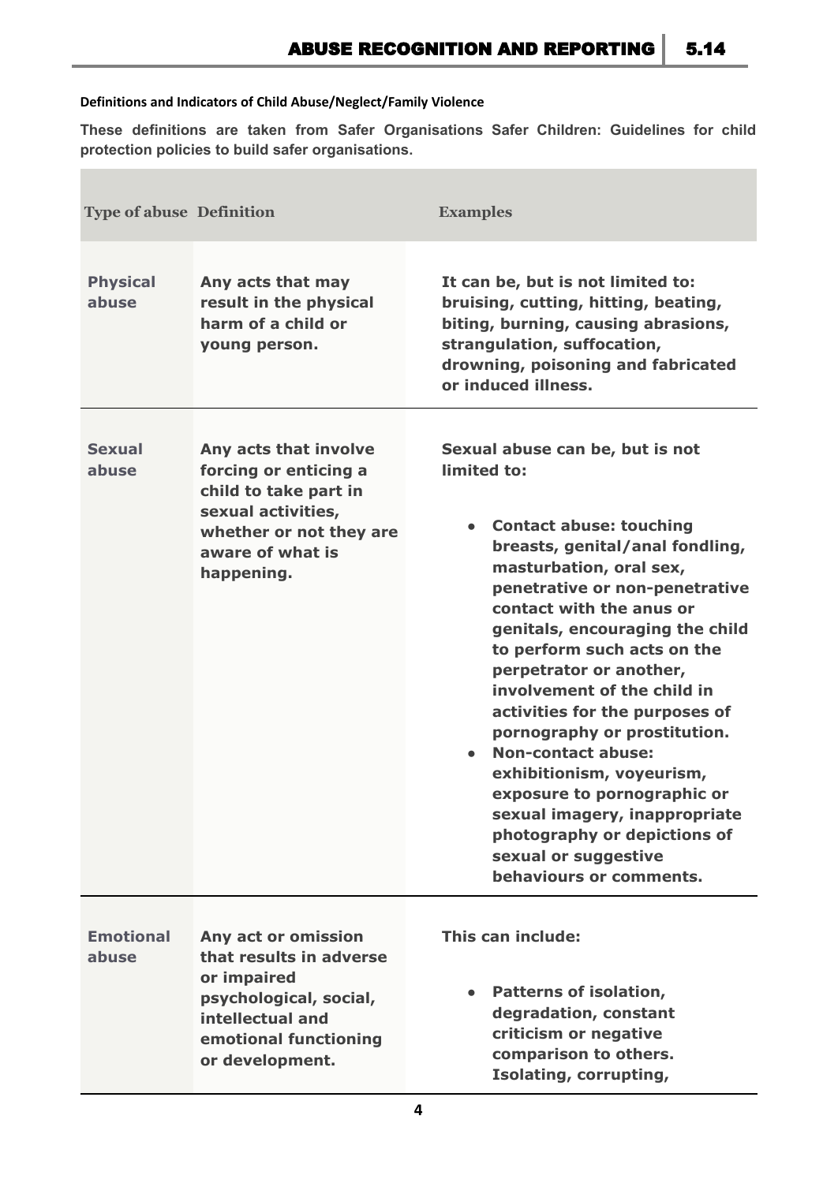**Definitions and Indicators of Child Abuse/Neglect/Family Violence**

**These definitions are taken from Safer Organisations Safer Children: Guidelines for child protection policies to build safer organisations.**

| Type of abuse | Definition | Examples |
|---|---|---|
| **Physical abuse** | **Any acts that may result in the physical harm of a child or young person.** | **It can be, but is not limited to: bruising, cutting, hitting, beating, biting, burning, causing abrasions, strangulation, suffocation, drowning, poisoning and fabricated or induced illness.** |
| **Sexual abuse** | **Any acts that involve forcing or enticing a child to take part in sexual activities, whether or not they are aware of what is happening.** | **Sexual abuse can be, but is not limited to:**<br>• **Contact abuse: touching breasts, genital/anal fondling, masturbation, oral sex, penetrative or non-penetrative contact with the anus or genitals, encouraging the child to perform such acts on the perpetrator or another, involvement of the child in activities for the purposes of pornography or prostitution.**<br>• **Non-contact abuse: exhibitionism, voyeurism, exposure to pornographic or sexual imagery, inappropriate photography or depictions of sexual or suggestive behaviours or comments.** |
| **Emotional abuse** | **Any act or omission that results in adverse or impaired psychological, social, intellectual and emotional functioning or development.** | **This can include:**<br>• **Patterns of isolation, degradation, constant criticism or negative comparison to others. Isolating, corrupting,** |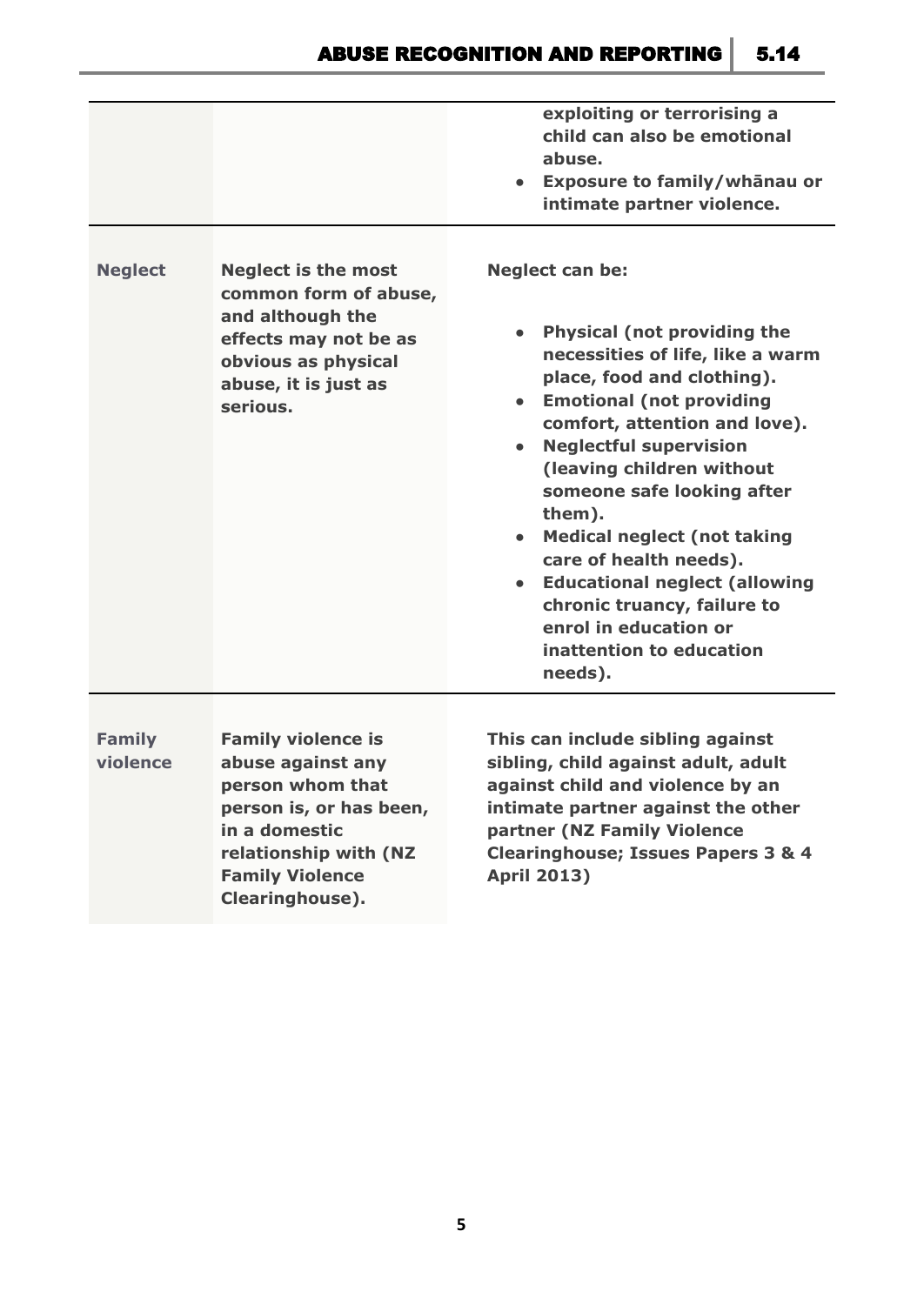| | | |
|---|---|---|
| | | exploiting or terrorising a child can also be emotional abuse.<br>• Exposure to family/whānau or intimate partner violence. |
| **Neglect** | **Neglect is the most common form of abuse, and although the effects may not be as obvious as physical abuse, it is just as serious.** | **Neglect can be:**<br>• **Physical (not providing the necessities of life, like a warm place, food and clothing).**<br>• **Emotional (not providing comfort, attention and love).**<br>• **Neglectful supervision (leaving children without someone safe looking after them).**<br>• **Medical neglect (not taking care of health needs).**<br>• **Educational neglect (allowing chronic truancy, failure to enrol in education or inattention to education needs).** |
| **Family violence** | **Family violence is abuse against any person whom that person is, or has been, in a domestic relationship with (NZ Family Violence Clearinghouse).** | **This can include sibling against sibling, child against adult, adult against child and violence by an intimate partner against the other partner (NZ Family Violence Clearinghouse; Issues Papers 3 & 4 April 2013)** |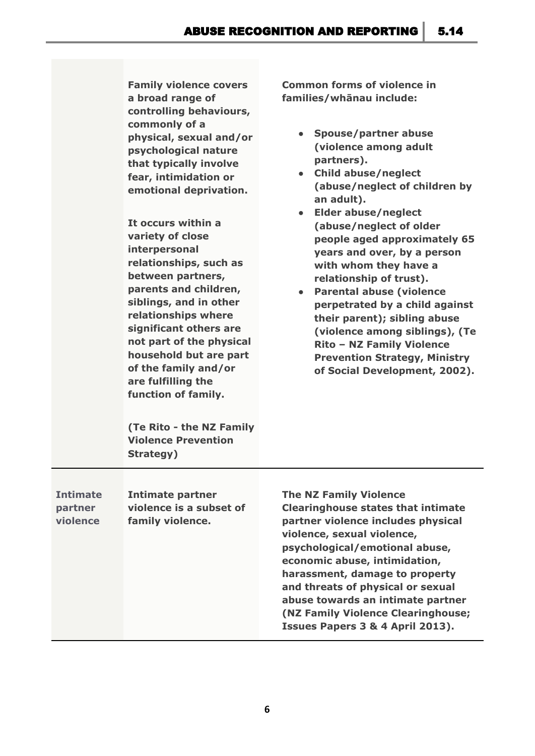| | | |
|---|---|---|
| | **Family violence covers a broad range of controlling behaviours, commonly of a physical, sexual and/or psychological nature that typically involve fear, intimidation or emotional deprivation.**<br><br>**It occurs within a variety of close interpersonal relationships, such as between partners, parents and children, siblings, and in other relationships where significant others are not part of the physical household but are part of the family and/or are fulfilling the function of family.**<br><br>**(Te Rito - the NZ Family Violence Prevention Strategy)** | **Common forms of violence in families/whānau include:**<br><br>• **Spouse/partner abuse (violence among adult partners).**<br>• **Child abuse/neglect (abuse/neglect of children by an adult).**<br>• **Elder abuse/neglect (abuse/neglect of older people aged approximately 65 years and over, by a person with whom they have a relationship of trust).**<br>• **Parental abuse (violence perpetrated by a child against their parent); sibling abuse (violence among siblings), (Te Rito – NZ Family Violence Prevention Strategy, Ministry of Social Development, 2002).** |
| **Intimate partner violence** | **Intimate partner violence is a subset of family violence.** | **The NZ Family Violence Clearinghouse states that intimate partner violence includes physical violence, sexual violence, psychological/emotional abuse, economic abuse, intimidation, harassment, damage to property and threats of physical or sexual abuse towards an intimate partner (NZ Family Violence Clearinghouse; Issues Papers 3 & 4 April 2013).** |